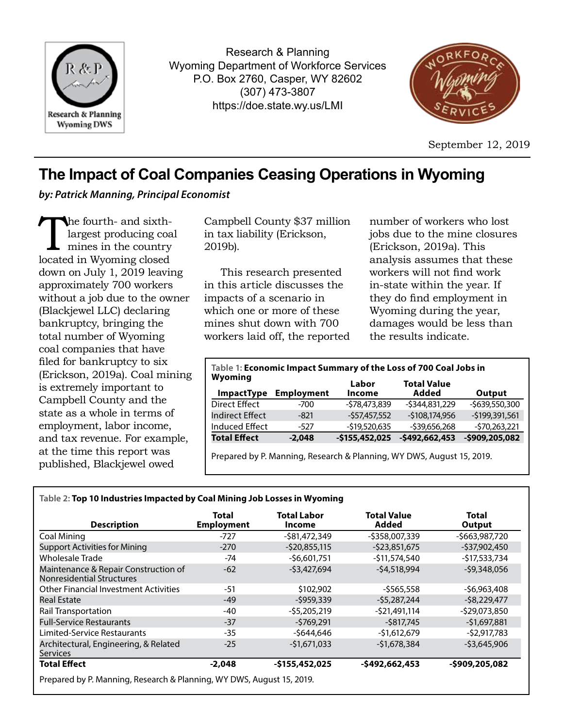Research & Planning
Wyoming Department of Workforce Services
P.O. Box 2760, Casper, WY 82602
(307) 473-3807
https://doe.state.wy.us/LMI

September 12, 2019

# The Impact of Coal Companies Ceasing Operations in Wyoming

***by: Patrick Manning, Principal Economist***

The fourth- and sixth-largest producing coal mines in the country located in Wyoming closed down on July 1, 2019 leaving approximately 700 workers without a job due to the owner (Blackjewel LLC) declaring bankruptcy, bringing the total number of Wyoming coal companies that have filed for bankruptcy to six (Erickson, 2019a). Coal mining is extremely important to Campbell County and the state as a whole in terms of employment, labor income, and tax revenue. For example, at the time this report was published, Blackjewel owed Campbell County $37 million in tax liability (Erickson, 2019b).

This research presented in this article discusses the impacts of a scenario in which one or more of these mines shut down with 700 workers laid off, the reported number of workers who lost jobs due to the mine closures (Erickson, 2019a). This analysis assumes that these workers will not find work in-state within the year. If they do find employment in Wyoming during the year, damages would be less than the results indicate.

**Table 1: Economic Impact Summary of the Loss of 700 Coal Jobs in Wyoming**

| ImpactType | Employment | Labor Income | Total Value Added | Output |
|---|---|---|---|---|
| Direct Effect | -700 | -$78,473,839 | -$344,831,229 | -$639,550,300 |
| Indirect Effect | -821 | -$57,457,552 | -$108,174,956 | -$199,391,561 |
| Induced Effect | -527 | -$19,520,635 | -$39,656,268 | -$70,263,221 |
| **Total Effect** | **-2,048** | **-$155,452,025** | **-$492,662,453** | **-$909,205,082** |

Prepared by P. Manning, Research & Planning, WY DWS, August 15, 2019.

**Table 2: Top 10 Industries Impacted by Coal Mining Job Losses in Wyoming**

| Description | Total Employment | Total Labor Income | Total Value Added | Total Output |
|---|---|---|---|---|
| Coal Mining | -727 | -$81,472,349 | -$358,007,339 | -$663,987,720 |
| Support Activities for Mining | -270 | -$20,855,115 | -$23,851,675 | -$37,902,450 |
| Wholesale Trade | -74 | -$6,601,751 | -$11,574,540 | -$17,533,734 |
| Maintenance & Repair Construction of Nonresidential Structures | -62 | -$3,427,694 | -$4,518,994 | -$9,348,056 |
| Other Financial Investment Activities | -51 | $102,902 | -$565,558 | -$6,963,408 |
| Real Estate | -49 | -$959,339 | -$5,287,244 | -$8,229,477 |
| Rail Transportation | -40 | -$5,205,219 | -$21,491,114 | -$29,073,850 |
| Full-Service Restaurants | -37 | -$769,291 | -$817,745 | -$1,697,881 |
| Limited-Service Restaurants | -35 | -$644,646 | -$1,612,679 | -$2,917,783 |
| Architectural, Engineering, & Related Services | -25 | -$1,671,033 | -$1,678,384 | -$3,645,906 |
| **Total Effect** | **-2,048** | **-$155,452,025** | **-$492,662,453** | **-$909,205,082** |

Prepared by P. Manning, Research & Planning, WY DWS, August 15, 2019.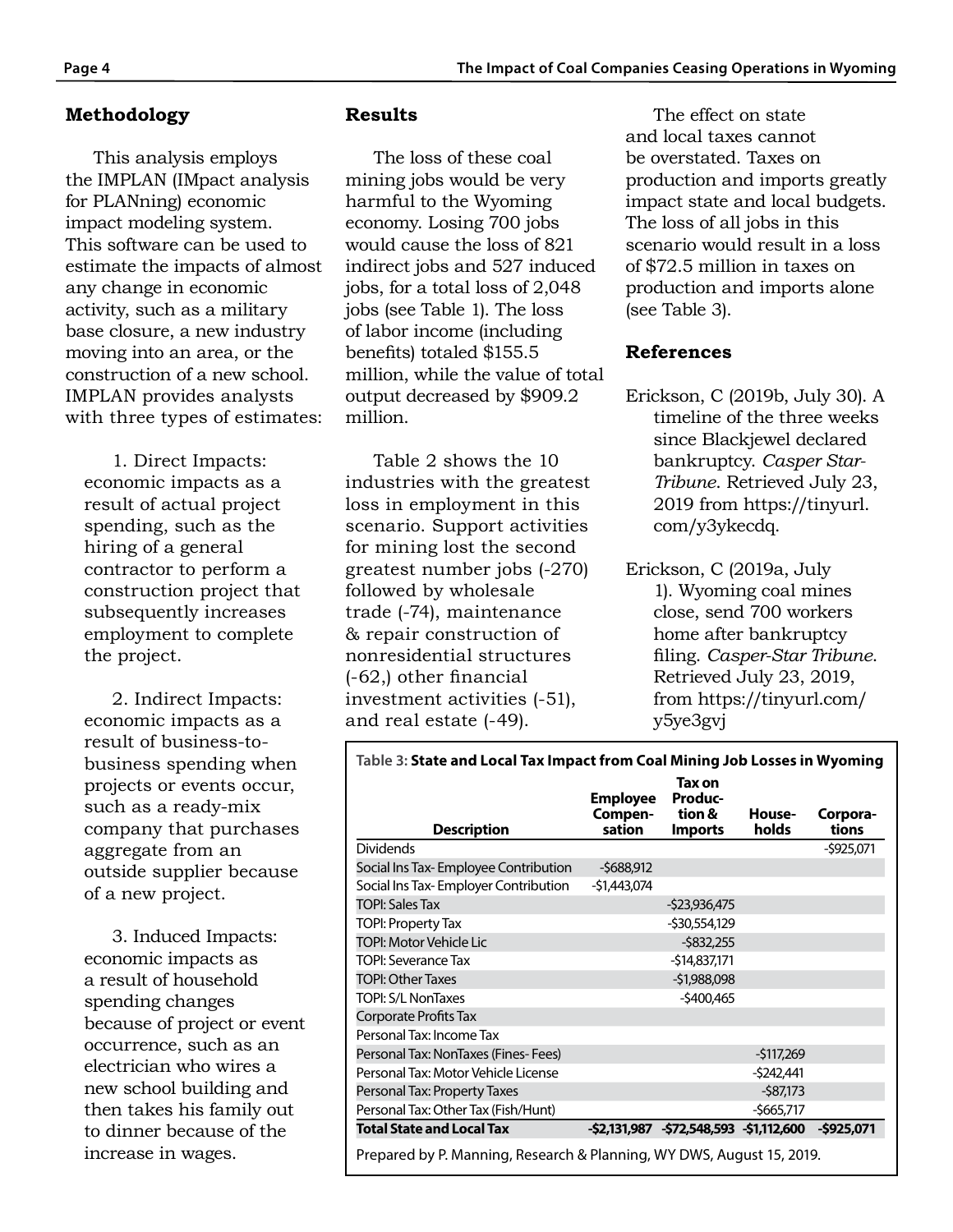## Methodology

This analysis employs the IMPLAN (IMpact analysis for PLANning) economic impact modeling system. This software can be used to estimate the impacts of almost any change in economic activity, such as a military base closure, a new industry moving into an area, or the construction of a new school. IMPLAN provides analysts with three types of estimates:

1. Direct Impacts: economic impacts as a result of actual project spending, such as the hiring of a general contractor to perform a construction project that subsequently increases employment to complete the project.

2. Indirect Impacts: economic impacts as a result of business-to-business spending when projects or events occur, such as a ready-mix company that purchases aggregate from an outside supplier because of a new project.

3. Induced Impacts: economic impacts as a result of household spending changes because of project or event occurrence, such as an electrician who wires a new school building and then takes his family out to dinner because of the increase in wages.

## Results

The loss of these coal mining jobs would be very harmful to the Wyoming economy. Losing 700 jobs would cause the loss of 821 indirect jobs and 527 induced jobs, for a total loss of 2,048 jobs (see Table 1). The loss of labor income (including benefits) totaled $155.5 million, while the value of total output decreased by $909.2 million.

Table 2 shows the 10 industries with the greatest loss in employment in this scenario. Support activities for mining lost the second greatest number jobs (-270) followed by wholesale trade (-74), maintenance & repair construction of nonresidential structures (-62,) other financial investment activities (-51), and real estate (-49).

The effect on state and local taxes cannot be overstated. Taxes on production and imports greatly impact state and local budgets. The loss of all jobs in this scenario would result in a loss of $72.5 million in taxes on production and imports alone (see Table 3).

## References

Erickson, C (2019b, July 30). A timeline of the three weeks since Blackjewel declared bankruptcy. *Casper Star-Tribune*. Retrieved July 23, 2019 from https://tinyurl.com/y3ykecdq.

Erickson, C (2019a, July 1). Wyoming coal mines close, send 700 workers home after bankruptcy filing. *Casper-Star Tribune*. Retrieved July 23, 2019, from https://tinyurl.com/y5ye3gvj

**Table 3: State and Local Tax Impact from Coal Mining Job Losses in Wyoming**

| Description | Employee Compensation | Tax on Production & Imports | Households | Corporations |
|---|---|---|---|---|
| Dividends | | | | -$925,071 |
| Social Ins Tax- Employee Contribution | -$688,912 | | | |
| Social Ins Tax- Employer Contribution | -$1,443,074 | | | |
| TOPI: Sales Tax | | -$23,936,475 | | |
| TOPI: Property Tax | | -$30,554,129 | | |
| TOPI: Motor Vehicle Lic | | -$832,255 | | |
| TOPI: Severance Tax | | -$14,837,171 | | |
| TOPI: Other Taxes | | -$1,988,098 | | |
| TOPI: S/L NonTaxes | | -$400,465 | | |
| Corporate Profits Tax | | | | |
| Personal Tax: Income Tax | | | | |
| Personal Tax: NonTaxes (Fines- Fees) | | | -$117,269 | |
| Personal Tax: Motor Vehicle License | | | -$242,441 | |
| Personal Tax: Property Taxes | | | -$87,173 | |
| Personal Tax: Other Tax (Fish/Hunt) | | | -$665,717 | |
| **Total State and Local Tax** | **-$2,131,987** | **-$72,548,593** | **-$1,112,600** | **-$925,071** |

Prepared by P. Manning, Research & Planning, WY DWS, August 15, 2019.